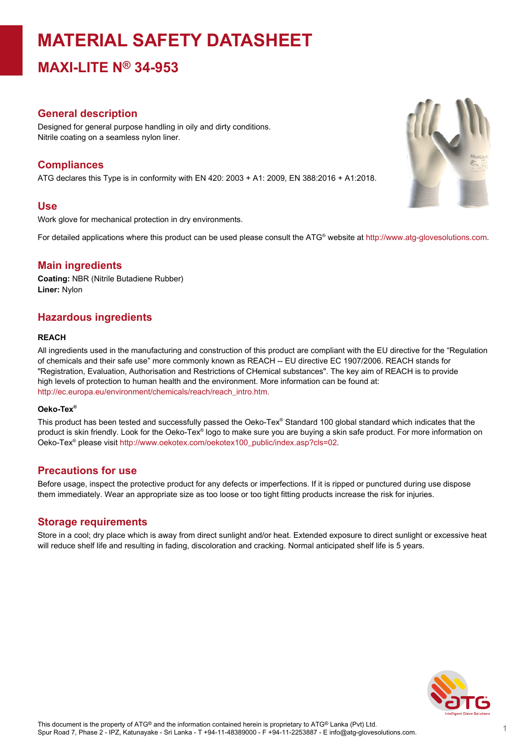# MATERIAL SAFETY DATASHEET

## MAXI-LITE N® 34-953

### General description

Designed for general purpose handling in oily and dirty conditions.
Nitrile coating on a seamless nylon liner.

### Compliances

ATG declares this Type is in conformity with EN 420: 2003 + A1: 2009, EN 388:2016 + A1:2018.

### Use

Work glove for mechanical protection in dry environments.

For detailed applications where this product can be used please consult the ATG® website at http://www.atg-glovesolutions.com.

### Main ingredients

**Coating:** NBR (Nitrile Butadiene Rubber)
**Liner:** Nylon

### Hazardous ingredients

#### REACH

All ingredients used in the manufacturing and construction of this product are compliant with the EU directive for the “Regulation of chemicals and their safe use” more commonly known as REACH -- EU directive EC 1907/2006. REACH stands for "Registration, Evaluation, Authorisation and Restrictions of CHemical substances". The key aim of REACH is to provide high levels of protection to human health and the environment. More information can be found at: http://ec.europa.eu/environment/chemicals/reach/reach_intro.htm.

#### Oeko-Tex®

This product has been tested and successfully passed the Oeko-Tex® Standard 100 global standard which indicates that the product is skin friendly. Look for the Oeko-Tex® logo to make sure you are buying a skin safe product. For more information on Oeko-Tex® please visit http://www.oekotex.com/oekotex100_public/index.asp?cls=02.

### Precautions for use

Before usage, inspect the protective product for any defects or imperfections. If it is ripped or punctured during use dispose them immediately. Wear an appropriate size as too loose or too tight fitting products increase the risk for injuries.

### Storage requirements

Store in a cool; dry place which is away from direct sunlight and/or heat. Extended exposure to direct sunlight or excessive heat will reduce shelf life and resulting in fading, discoloration and cracking. Normal anticipated shelf life is 5 years.

This document is the property of ATG® and the information contained herein is proprietary to ATG® Lanka (Pvt) Ltd.
Spur Road 7, Phase 2 - IPZ, Katunayake - Sri Lanka - T +94-11-48389000 - F +94-11-2253887 - E info@atg-glovesolutions.com.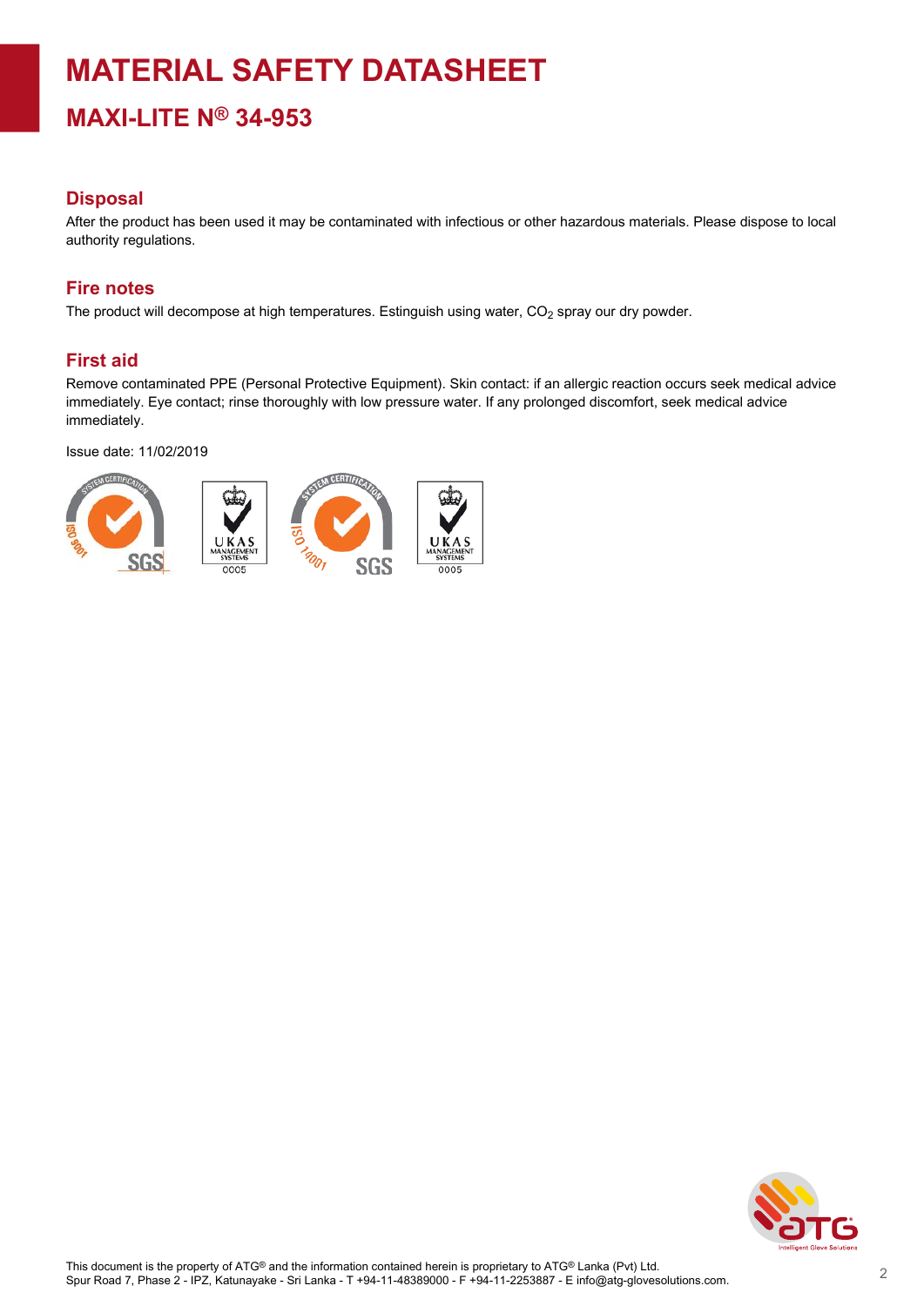# MATERIAL SAFETY DATASHEET

## MAXI-LITE N® 34-953

### Disposal

After the product has been used it may be contaminated with infectious or other hazardous materials. Please dispose to local authority regulations.

### Fire notes

The product will decompose at high temperatures. Estinguish using water, $CO_2$ spray our dry powder.

### First aid

Remove contaminated PPE (Personal Protective Equipment). Skin contact: if an allergic reaction occurs seek medical advice immediately. Eye contact; rinse thoroughly with low pressure water. If any prolonged discomfort, seek medical advice immediately.

Issue date: 11/02/2019

This document is the property of ATG® and the information contained herein is proprietary to ATG® Lanka (Pvt) Ltd.
Spur Road 7, Phase 2 - IPZ, Katunayake - Sri Lanka - T +94-11-48389000 - F +94-11-2253887 - E info@atg-glovesolutions.com.